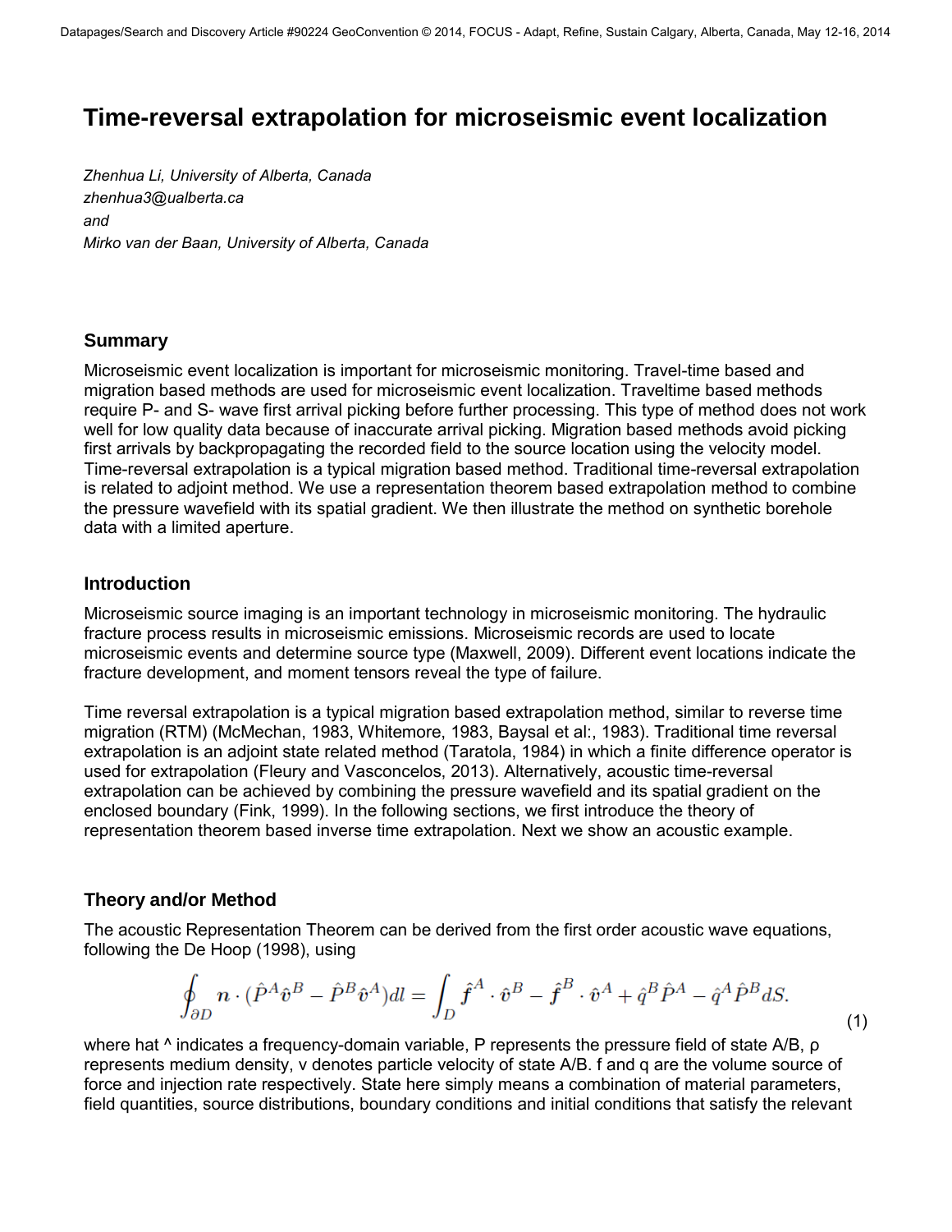# Time-reversal extrapolation for microseismic event localization

*Zhenhua Li, University of Alberta, Canada*
*zhenhua3@ualberta.ca*
*and*
*Mirko van der Baan, University of Alberta, Canada*

## Summary

Microseismic event localization is important for microseismic monitoring. Travel-time based and migration based methods are used for microseismic event localization. Traveltime based methods require P- and S- wave first arrival picking before further processing. This type of method does not work well for low quality data because of inaccurate arrival picking. Migration based methods avoid picking first arrivals by backpropagating the recorded field to the source location using the velocity model. Time-reversal extrapolation is a typical migration based method. Traditional time-reversal extrapolation is related to adjoint method. We use a representation theorem based extrapolation method to combine the pressure wavefield with its spatial gradient. We then illustrate the method on synthetic borehole data with a limited aperture.

## Introduction

Microseismic source imaging is an important technology in microseismic monitoring. The hydraulic fracture process results in microseismic emissions. Microseismic records are used to locate microseismic events and determine source type (Maxwell, 2009). Different event locations indicate the fracture development, and moment tensors reveal the type of failure.

Time reversal extrapolation is a typical migration based extrapolation method, similar to reverse time migration (RTM) (McMechan, 1983, Whitemore, 1983, Baysal et al:, 1983). Traditional time reversal extrapolation is an adjoint state related method (Taratola, 1984) in which a finite difference operator is used for extrapolation (Fleury and Vasconcelos, 2013). Alternatively, acoustic time-reversal extrapolation can be achieved by combining the pressure wavefield and its spatial gradient on the enclosed boundary (Fink, 1999). In the following sections, we first introduce the theory of representation theorem based inverse time extrapolation. Next we show an acoustic example.

## Theory and/or Method

The acoustic Representation Theorem can be derived from the first order acoustic wave equations, following the De Hoop (1998), using

$$\oint_{\partial D} \boldsymbol{n} \cdot (\hat{P}^A \hat{\boldsymbol{v}}^B - \hat{P}^B \hat{\boldsymbol{v}}^A) dl = \int_D \hat{\boldsymbol{f}}^A \cdot \hat{\boldsymbol{v}}^B - \hat{\boldsymbol{f}}^B \cdot \hat{\boldsymbol{v}}^A + \hat{q}^B \hat{P}^A - \hat{q}^A \hat{P}^B dS. \tag{1}$$

where hat ^ indicates a frequency-domain variable, P represents the pressure field of state A/B, ρ represents medium density, v denotes particle velocity of state A/B. f and q are the volume source of force and injection rate respectively. State here simply means a combination of material parameters, field quantities, source distributions, boundary conditions and initial conditions that satisfy the relevant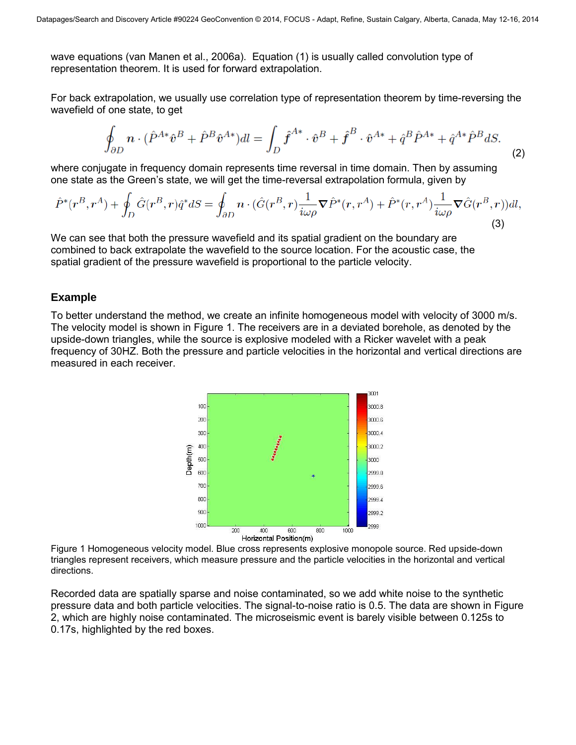wave equations (van Manen et al., 2006a). Equation (1) is usually called convolution type of representation theorem. It is used for forward extrapolation.

For back extrapolation, we usually use correlation type of representation theorem by time-reversing the wavefield of one state, to get

$$\oint_{\partial D} \boldsymbol{n} \cdot (\hat{P}^{A*}\hat{\boldsymbol{v}}^{B} + \hat{P}^{B}\hat{\boldsymbol{v}}^{A*}) dl = \int_{D} \hat{\boldsymbol{f}}^{A*} \cdot \hat{\boldsymbol{v}}^{B} + \hat{\boldsymbol{f}}^{B} \cdot \hat{\boldsymbol{v}}^{A*} + \hat{q}^{B}\hat{P}^{A*} + \hat{q}^{A*}\hat{P}^{B} dS. \tag{2}$$

where conjugate in frequency domain represents time reversal in time domain. Then by assuming one state as the Green's state, we will get the time-reversal extrapolation formula, given by

$$\hat{P}^{*}(\boldsymbol{r}^{B}, \boldsymbol{r}^{A}) + \oint_{D} \hat{G}(\boldsymbol{r}^{B}, \boldsymbol{r})\hat{q}^{*} dS = \oint_{\partial D} \boldsymbol{n} \cdot (\hat{G}(\boldsymbol{r}^{B}, \boldsymbol{r})\frac{1}{i\omega\rho}\nabla\hat{P}^{*}(\boldsymbol{r}, \boldsymbol{r}^{A}) + \hat{P}^{*}(\boldsymbol{r}, \boldsymbol{r}^{A})\frac{1}{i\omega\rho}\nabla\hat{G}(\boldsymbol{r}^{B}, \boldsymbol{r})) dl, \tag{3}$$

We can see that both the pressure wavefield and its spatial gradient on the boundary are combined to back extrapolate the wavefield to the source location. For the acoustic case, the spatial gradient of the pressure wavefield is proportional to the particle velocity.

## Example

To better understand the method, we create an infinite homogeneous model with velocity of 3000 m/s. The velocity model is shown in Figure 1. The receivers are in a deviated borehole, as denoted by the upside-down triangles, while the source is explosive modeled with a Ricker wavelet with a peak frequency of 30HZ. Both the pressure and particle velocities in the horizontal and vertical directions are measured in each receiver.

Figure 1 Homogeneous velocity model. Blue cross represents explosive monopole source. Red upside-down triangles represent receivers, which measure pressure and the particle velocities in the horizontal and vertical directions.

Recorded data are spatially sparse and noise contaminated, so we add white noise to the synthetic pressure data and both particle velocities. The signal-to-noise ratio is 0.5. The data are shown in Figure 2, which are highly noise contaminated. The microseismic event is barely visible between 0.125s to 0.17s, highlighted by the red boxes.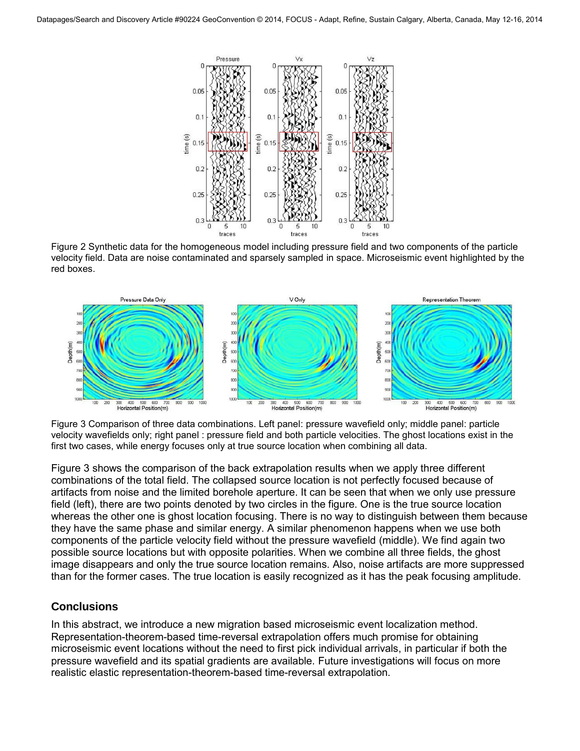Figure 2 Synthetic data for the homogeneous model including pressure field and two components of the particle velocity field. Data are noise contaminated and sparsely sampled in space. Microseismic event highlighted by the red boxes.

Figure 3 Comparison of three data combinations. Left panel: pressure wavefield only; middle panel: particle velocity wavefields only; right panel : pressure field and both particle velocities. The ghost locations exist in the first two cases, while energy focuses only at true source location when combining all data.

Figure 3 shows the comparison of the back extrapolation results when we apply three different combinations of the total field. The collapsed source location is not perfectly focused because of artifacts from noise and the limited borehole aperture. It can be seen that when we only use pressure field (left), there are two points denoted by two circles in the figure. One is the true source location whereas the other one is ghost location focusing. There is no way to distinguish between them because they have the same phase and similar energy. A similar phenomenon happens when we use both components of the particle velocity field without the pressure wavefield (middle). We find again two possible source locations but with opposite polarities. When we combine all three fields, the ghost image disappears and only the true source location remains. Also, noise artifacts are more suppressed than for the former cases. The true location is easily recognized as it has the peak focusing amplitude.

## Conclusions

In this abstract, we introduce a new migration based microseismic event localization method. Representation-theorem-based time-reversal extrapolation offers much promise for obtaining microseismic event locations without the need to first pick individual arrivals, in particular if both the pressure wavefield and its spatial gradients are available. Future investigations will focus on more realistic elastic representation-theorem-based time-reversal extrapolation.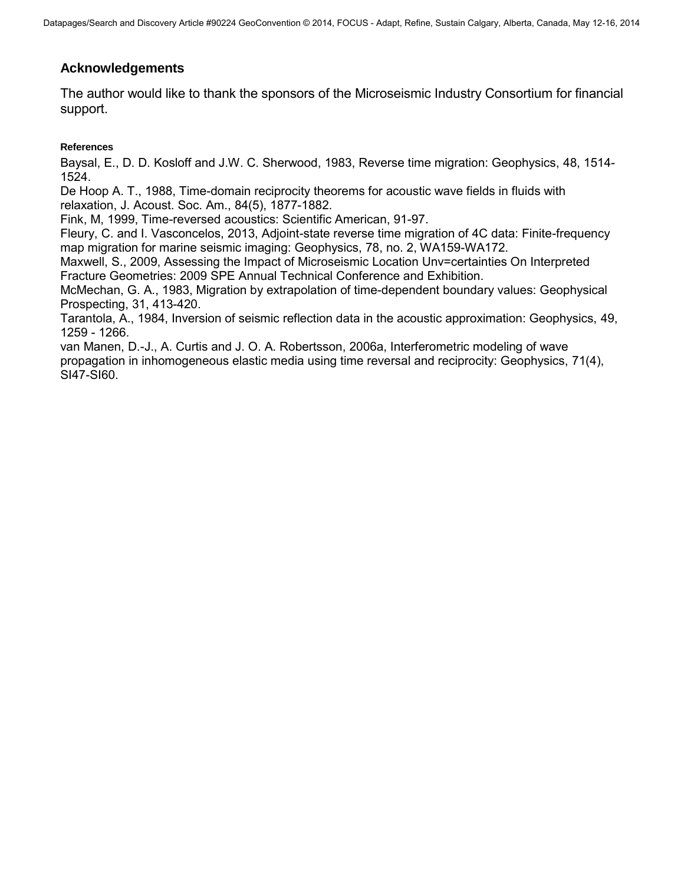## Acknowledgements

The author would like to thank the sponsors of the Microseismic Industry Consortium for financial support.

#### References

Baysal, E., D. D. Kosloff and J.W. C. Sherwood, 1983, Reverse time migration: Geophysics, 48, 1514-1524.

De Hoop A. T., 1988, Time-domain reciprocity theorems for acoustic wave fields in fluids with relaxation, J. Acoust. Soc. Am., 84(5), 1877-1882.

Fink, M, 1999, Time-reversed acoustics: Scientific American, 91-97.

Fleury, C. and I. Vasconcelos, 2013, Adjoint-state reverse time migration of 4C data: Finite-frequency map migration for marine seismic imaging: Geophysics, 78, no. 2, WA159-WA172.

Maxwell, S., 2009, Assessing the Impact of Microseismic Location Unv=certainties On Interpreted Fracture Geometries: 2009 SPE Annual Technical Conference and Exhibition.

McMechan, G. A., 1983, Migration by extrapolation of time-dependent boundary values: Geophysical Prospecting, 31, 413-420.

Tarantola, A., 1984, Inversion of seismic reflection data in the acoustic approximation: Geophysics, 49, 1259 - 1266.

van Manen, D.-J., A. Curtis and J. O. A. Robertsson, 2006a, Interferometric modeling of wave propagation in inhomogeneous elastic media using time reversal and reciprocity: Geophysics, 71(4), SI47-SI60.